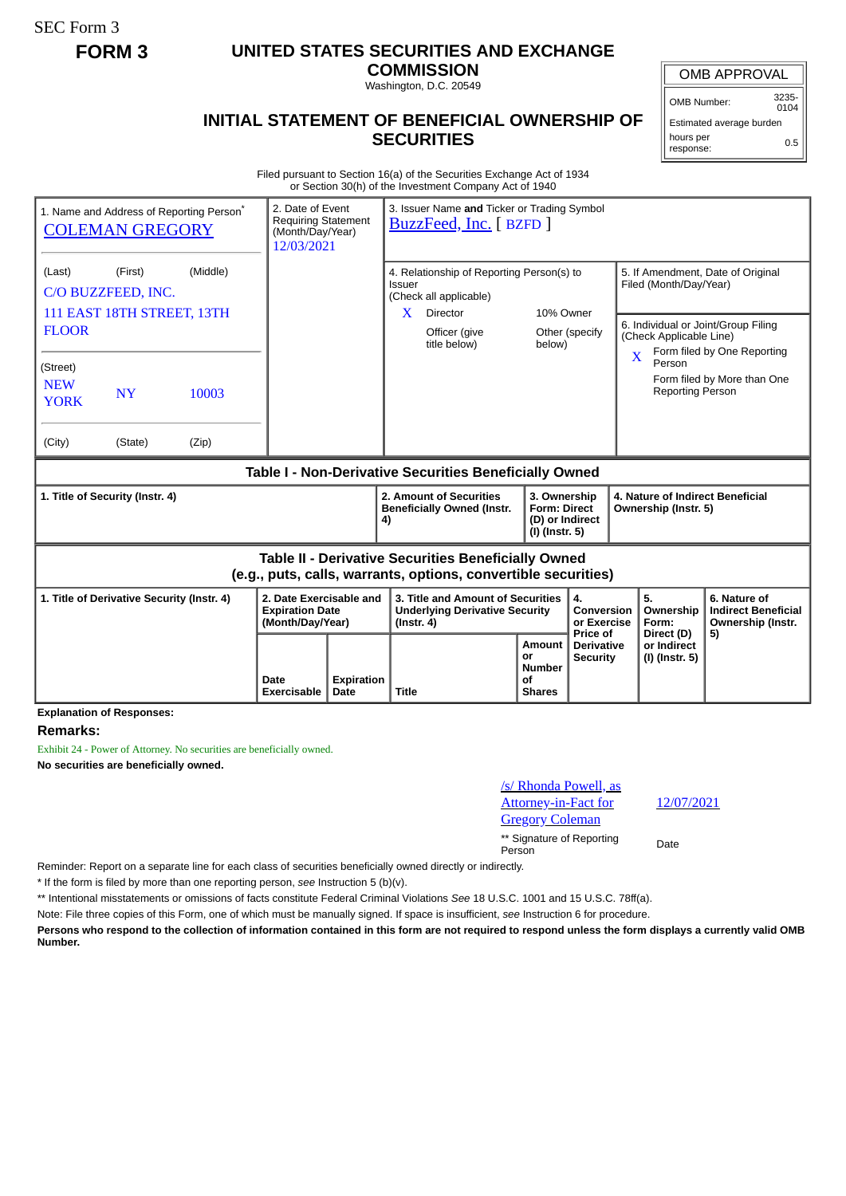SEC Form 3

**FORM 3**

# UNITED STATES SECURITIES AND EXCHANGE COMMISSION

Washington, D.C. 20549

## INITIAL STATEMENT OF BENEFICIAL OWNERSHIP OF SECURITIES

| OMB APPROVAL | |
|---|---|
| OMB Number: | 3235-0104 |
| Estimated average burden | |
| hours per response: | 0.5 |

Filed pursuant to Section 16(a) of the Securities Exchange Act of 1934 or Section 30(h) of the Investment Company Act of 1940

1. Name and Address of Reporting Person*
COLEMAN GREGORY

(Last) (First) (Middle)
C/O BUZZFEED, INC.
111 EAST 18TH STREET, 13TH FLOOR

(Street)
NEW YORK NY 10003

(City) (State) (Zip)

2. Date of Event Requiring Statement (Month/Day/Year)
12/03/2021

3. Issuer Name **and** Ticker or Trading Symbol
BuzzFeed, Inc. [ BZFD ]

4. Relationship of Reporting Person(s) to Issuer (Check all applicable)
X Director
10% Owner
Officer (give title below)
Other (specify below)

5. If Amendment, Date of Original Filed (Month/Day/Year)

6. Individual or Joint/Group Filing (Check Applicable Line)
X Form filed by One Reporting Person
Form filed by More than One Reporting Person

### Table I - Non-Derivative Securities Beneficially Owned

| 1. Title of Security (Instr. 4) | 2. Amount of Securities Beneficially Owned (Instr. 4) | 3. Ownership Form: Direct (D) or Indirect (I) (Instr. 5) | 4. Nature of Indirect Beneficial Ownership (Instr. 5) |
|---|---|---|---|

### Table II - Derivative Securities Beneficially Owned (e.g., puts, calls, warrants, options, convertible securities)

| 1. Title of Derivative Security (Instr. 4) | 2. Date Exercisable and Expiration Date (Month/Day/Year) | | 3. Title and Amount of Securities Underlying Derivative Security (Instr. 4) | | 4. Conversion or Exercise Price of Derivative Security | 5. Ownership Form: Direct (D) or Indirect (I) (Instr. 5) | 6. Nature of Indirect Beneficial Ownership (Instr. 5) |
|---|---|---|---|---|---|---|---|
| | Date Exercisable | Expiration Date | Title | Amount or Number of Shares | | | |

**Explanation of Responses:**

**Remarks:**

Exhibit 24 - Power of Attorney. No securities are beneficially owned.

**No securities are beneficially owned.**

/s/ Rhonda Powell, as Attorney-in-Fact for Gregory Coleman — 12/07/2021

** Signature of Reporting Person — Date

Reminder: Report on a separate line for each class of securities beneficially owned directly or indirectly.

* If the form is filed by more than one reporting person, *see* Instruction 5 (b)(v).

** Intentional misstatements or omissions of facts constitute Federal Criminal Violations *See* 18 U.S.C. 1001 and 15 U.S.C. 78ff(a).

Note: File three copies of this Form, one of which must be manually signed. If space is insufficient, *see* Instruction 6 for procedure.

**Persons who respond to the collection of information contained in this form are not required to respond unless the form displays a currently valid OMB Number.**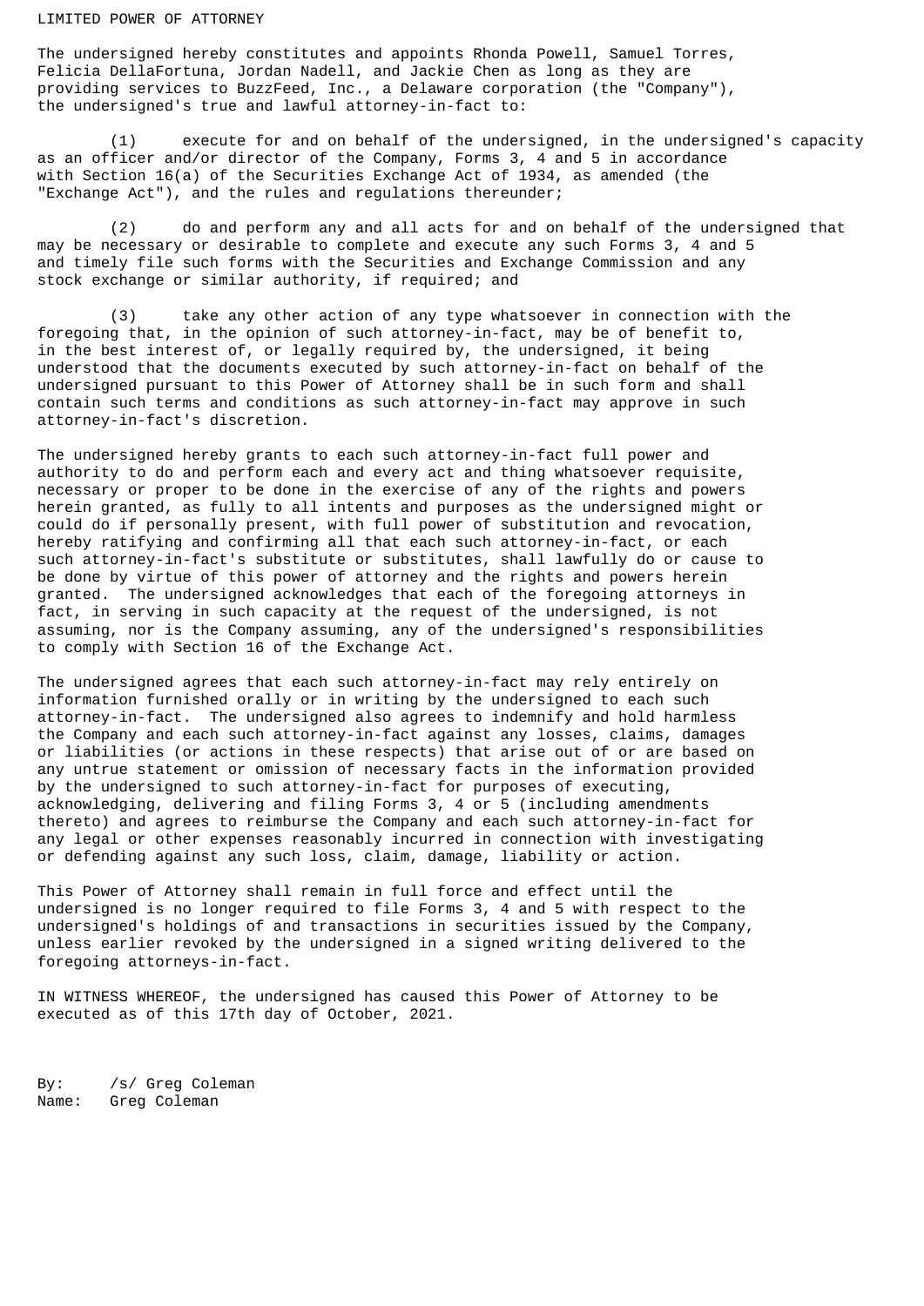# LIMITED POWER OF ATTORNEY

The undersigned hereby constitutes and appoints Rhonda Powell, Samuel Torres, Felicia DellaFortuna, Jordan Nadell, and Jackie Chen as long as they are providing services to BuzzFeed, Inc., a Delaware corporation (the "Company"), the undersigned's true and lawful attorney-in-fact to:

(1) execute for and on behalf of the undersigned, in the undersigned's capacity as an officer and/or director of the Company, Forms 3, 4 and 5 in accordance with Section 16(a) of the Securities Exchange Act of 1934, as amended (the "Exchange Act"), and the rules and regulations thereunder;

(2) do and perform any and all acts for and on behalf of the undersigned that may be necessary or desirable to complete and execute any such Forms 3, 4 and 5 and timely file such forms with the Securities and Exchange Commission and any stock exchange or similar authority, if required; and

(3) take any other action of any type whatsoever in connection with the foregoing that, in the opinion of such attorney-in-fact, may be of benefit to, in the best interest of, or legally required by, the undersigned, it being understood that the documents executed by such attorney-in-fact on behalf of the undersigned pursuant to this Power of Attorney shall be in such form and shall contain such terms and conditions as such attorney-in-fact may approve in such attorney-in-fact's discretion.

The undersigned hereby grants to each such attorney-in-fact full power and authority to do and perform each and every act and thing whatsoever requisite, necessary or proper to be done in the exercise of any of the rights and powers herein granted, as fully to all intents and purposes as the undersigned might or could do if personally present, with full power of substitution and revocation, hereby ratifying and confirming all that each such attorney-in-fact, or each such attorney-in-fact's substitute or substitutes, shall lawfully do or cause to be done by virtue of this power of attorney and the rights and powers herein granted. The undersigned acknowledges that each of the foregoing attorneys in fact, in serving in such capacity at the request of the undersigned, is not assuming, nor is the Company assuming, any of the undersigned's responsibilities to comply with Section 16 of the Exchange Act.

The undersigned agrees that each such attorney-in-fact may rely entirely on information furnished orally or in writing by the undersigned to each such attorney-in-fact. The undersigned also agrees to indemnify and hold harmless the Company and each such attorney-in-fact against any losses, claims, damages or liabilities (or actions in these respects) that arise out of or are based on any untrue statement or omission of necessary facts in the information provided by the undersigned to such attorney-in-fact for purposes of executing, acknowledging, delivering and filing Forms 3, 4 or 5 (including amendments thereto) and agrees to reimburse the Company and each such attorney-in-fact for any legal or other expenses reasonably incurred in connection with investigating or defending against any such loss, claim, damage, liability or action.

This Power of Attorney shall remain in full force and effect until the undersigned is no longer required to file Forms 3, 4 and 5 with respect to the undersigned's holdings of and transactions in securities issued by the Company, unless earlier revoked by the undersigned in a signed writing delivered to the foregoing attorneys-in-fact.

IN WITNESS WHEREOF, the undersigned has caused this Power of Attorney to be executed as of this 17th day of October, 2021.

By: /s/ Greg Coleman
Name: Greg Coleman